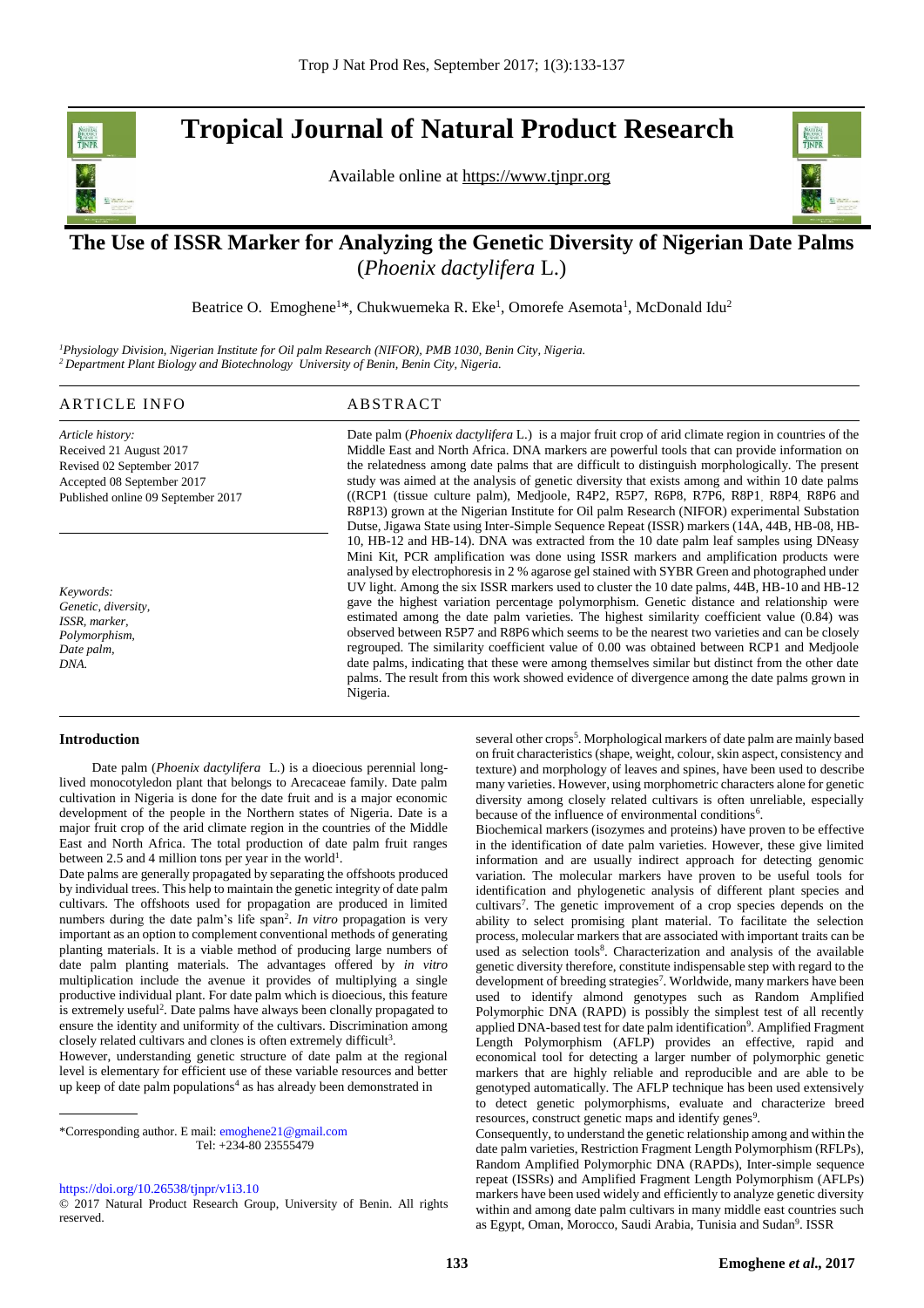# Tropical Journal of Natural Product Research

Available online at https://www.tjnpr.org

## The Use of ISSR Marker for Analyzing the Genetic Diversity of Nigerian Date Palms (*Phoenix dactylifera* L.)

Beatrice O. Emoghene[1]*, Chukwuemeka R. Eke[1], Omorefe Asemota[1], McDonald Idu[2]

[1]*Physiology Division, Nigerian Institute for Oil palm Research (NIFOR), PMB 1030, Benin City, Nigeria.*
[2]*Department Plant Biology and Biotechnology University of Benin, Benin City, Nigeria.*

### ARTICLE INFO

*Article history:*
Received 21 August 2017
Revised 02 September 2017
Accepted 08 September 2017
Published online 09 September 2017

*Keywords:*
*Genetic, diversity,*
*ISSR, marker,*
*Polymorphism,*
*Date palm,*
*DNA.*

### ABSTRACT

Date palm (*Phoenix dactylifera* L.) is a major fruit crop of arid climate region in countries of the Middle East and North Africa. DNA markers are powerful tools that can provide information on the relatedness among date palms that are difficult to distinguish morphologically. The present study was aimed at the analysis of genetic diversity that exists among and within 10 date palms ((RCP1 (tissue culture palm), Medjoole, R4P2, R5P7, R6P8, R7P6, R8P1, R8P4, R8P6 and R8P13) grown at the Nigerian Institute for Oil palm Research (NIFOR) experimental Substation Dutse, Jigawa State using Inter-Simple Sequence Repeat (ISSR) markers (14A, 44B, HB-08, HB-10, HB-12 and HB-14). DNA was extracted from the 10 date palm leaf samples using DNeasy Mini Kit, PCR amplification was done using ISSR markers and amplification products were analysed by electrophoresis in 2 % agarose gel stained with SYBR Green and photographed under UV light. Among the six ISSR markers used to cluster the 10 date palms, 44B, HB-10 and HB-12 gave the highest variation percentage polymorphism. Genetic distance and relationship were estimated among the date palm varieties. The highest similarity coefficient value (0.84) was observed between R5P7 and R8P6 which seems to be the nearest two varieties and can be closely regrouped. The similarity coefficient value of 0.00 was obtained between RCP1 and Medjoole date palms, indicating that these were among themselves similar but distinct from the other date palms. The result from this work showed evidence of divergence among the date palms grown in Nigeria.

### Introduction

Date palm (*Phoenix dactylifera* L.) is a dioecious perennial long-lived monocotyledon plant that belongs to Arecaceae family. Date palm cultivation in Nigeria is done for the date fruit and is a major economic development of the people in the Northern states of Nigeria. Date is a major fruit crop of the arid climate region in the countries of the Middle East and North Africa. The total production of date palm fruit ranges between 2.5 and 4 million tons per year in the world[1].

Date palms are generally propagated by separating the offshoots produced by individual trees. This help to maintain the genetic integrity of date palm cultivars. The offshoots used for propagation are produced in limited numbers during the date palm's life span[2]. *In vitro* propagation is very important as an option to complement conventional methods of generating planting materials. It is a viable method of producing large numbers of date palm planting materials. The advantages offered by *in vitro* multiplication include the avenue it provides of multiplying a single productive individual plant. For date palm which is dioecious, this feature is extremely useful[2]. Date palms have always been clonally propagated to ensure the identity and uniformity of the cultivars. Discrimination among closely related cultivars and clones is often extremely difficult[3].

However, understanding genetic structure of date palm at the regional level is elementary for efficient use of these variable resources and better up keep of date palm populations[4] as has already been demonstrated in several other crops[5]. Morphological markers of date palm are mainly based on fruit characteristics (shape, weight, colour, skin aspect, consistency and texture) and morphology of leaves and spines, have been used to describe many varieties. However, using morphometric characters alone for genetic diversity among closely related cultivars is often unreliable, especially because of the influence of environmental conditions[6].

Biochemical markers (isozymes and proteins) have proven to be effective in the identification of date palm varieties. However, these give limited information and are usually indirect approach for detecting genomic variation. The molecular markers have proven to be useful tools for identification and phylogenetic analysis of different plant species and cultivars[7]. The genetic improvement of a crop species depends on the ability to select promising plant material. To facilitate the selection process, molecular markers that are associated with important traits can be used as selection tools[8]. Characterization and analysis of the available genetic diversity therefore, constitute indispensable step with regard to the development of breeding strategies[7]. Worldwide, many markers have been used to identify almond genotypes such as Random Amplified Polymorphic DNA (RAPD) is possibly the simplest test of all recently applied DNA-based test for date palm identification[9]. Amplified Fragment Length Polymorphism (AFLP) provides an effective, rapid and economical tool for detecting a larger number of polymorphic genetic markers that are highly reliable and reproducible and are able to be genotyped automatically. The AFLP technique has been used extensively to detect genetic polymorphisms, evaluate and characterize breed resources, construct genetic maps and identify genes[9].

Consequently, to understand the genetic relationship among and within the date palm varieties, Restriction Fragment Length Polymorphism (RFLPs), Random Amplified Polymorphic DNA (RAPDs), Inter-simple sequence repeat (ISSRs) and Amplified Fragment Length Polymorphism (AFLPs) markers have been used widely and efficiently to analyze genetic diversity within and among date palm cultivars in many middle east countries such as Egypt, Oman, Morocco, Saudi Arabia, Tunisia and Sudan[9]. ISSR

*Corresponding author. E mail: emoghene21@gmail.com
Tel: +234-80 23555479

https://doi.org/10.26538/tjnpr/v1i3.10
© 2017 Natural Product Research Group, University of Benin. All rights reserved.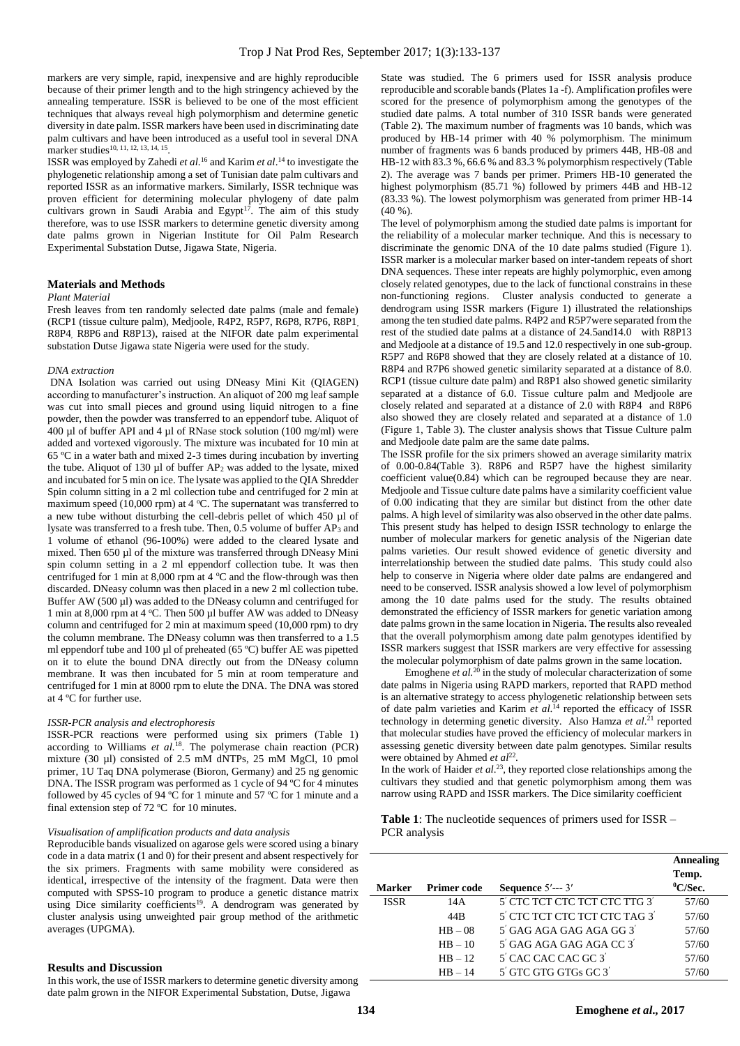markers are very simple, rapid, inexpensive and are highly reproducible because of their primer length and to the high stringency achieved by the annealing temperature. ISSR is believed to be one of the most efficient techniques that always reveal high polymorphism and determine genetic diversity in date palm. ISSR markers have been used in discriminating date palm cultivars and have been introduced as a useful tool in several DNA marker studies[10, 11, 12, 13, 14, 15].

ISSR was employed by Zahedi *et al.*[16] and Karim *et al*.[14] to investigate the phylogenetic relationship among a set of Tunisian date palm cultivars and reported ISSR as an informative markers. Similarly, ISSR technique was proven efficient for determining molecular phylogeny of date palm cultivars grown in Saudi Arabia and Egypt[17]. The aim of this study therefore, was to use ISSR markers to determine genetic diversity among date palms grown in Nigerian Institute for Oil Palm Research Experimental Substation Dutse, Jigawa State, Nigeria.

## Materials and Methods

### *Plant Material*

Fresh leaves from ten randomly selected date palms (male and female) (RCP1 (tissue culture palm), Medjoole, R4P2, R5P7, R6P8, R7P6, R8P1, R8P4, R8P6 and R8P13), raised at the NIFOR date palm experimental substation Dutse Jigawa state Nigeria were used for the study.

### *DNA extraction*

DNA Isolation was carried out using DNeasy Mini Kit (QIAGEN) according to manufacturer's instruction. An aliquot of 200 mg leaf sample was cut into small pieces and ground using liquid nitrogen to a fine powder, then the powder was transferred to an eppendorf tube. Aliquot of 400 µl of buffer API and 4 µl of RNase stock solution (100 mg/ml) were added and vortexed vigorously. The mixture was incubated for 10 min at 65 ºC in a water bath and mixed 2-3 times during incubation by inverting the tube. Aliquot of 130 µl of buffer $AP_2$ was added to the lysate, mixed and incubated for 5 min on ice. The lysate was applied to the QIA Shredder Spin column sitting in a 2 ml collection tube and centrifuged for 2 min at maximum speed (10,000 rpm) at 4 ºC. The supernatant was transferred to a new tube without disturbing the cell-debris pellet of which 450 µl of lysate was transferred to a fresh tube. Then, 0.5 volume of buffer $AP_3$ and 1 volume of ethanol (96-100%) were added to the cleared lysate and mixed. Then 650 µl of the mixture was transferred through DNeasy Mini spin column setting in a 2 ml eppendorf collection tube. It was then centrifuged for 1 min at 8,000 rpm at 4 ºC and the flow-through was then discarded. DNeasy column was then placed in a new 2 ml collection tube. Buffer AW (500 µl) was added to the DNeasy column and centrifuged for 1 min at 8,000 rpm at 4 ºC. Then 500 µl buffer AW was added to DNeasy column and centrifuged for 2 min at maximum speed (10,000 rpm) to dry the column membrane. The DNeasy column was then transferred to a 1.5 ml eppendorf tube and 100 µl of preheated (65 ºC) buffer AE was pipetted on it to elute the bound DNA directly out from the DNeasy column membrane. It was then incubated for 5 min at room temperature and centrifuged for 1 min at 8000 rpm to elute the DNA. The DNA was stored at 4 ºC for further use.

### *ISSR-PCR analysis and electrophoresis*

ISSR-PCR reactions were performed using six primers (Table 1) according to Williams *et al.*[18]. The polymerase chain reaction (PCR) mixture (30 µl) consisted of 2.5 mM dNTPs, 25 mM MgCl, 10 pmol primer, 1U Taq DNA polymerase (Bioron, Germany) and 25 ng genomic DNA. The ISSR program was performed as 1 cycle of 94 ºC for 4 minutes followed by 45 cycles of 94 ºC for 1 minute and 57 ºC for 1 minute and a final extension step of 72 ºC for 10 minutes.

### *Visualisation of amplification products and data analysis*

Reproducible bands visualized on agarose gels were scored using a binary code in a data matrix (1 and 0) for their present and absent respectively for the six primers. Fragments with same mobility were considered as identical, irrespective of the intensity of the fragment. Data were then computed with SPSS-10 program to produce a genetic distance matrix using Dice similarity coefficients[19]. A dendrogram was generated by cluster analysis using unweighted pair group method of the arithmetic averages (UPGMA).

## Results and Discussion

In this work, the use of ISSR markers to determine genetic diversity among date palm grown in the NIFOR Experimental Substation, Dutse, Jigawa State was studied. The 6 primers used for ISSR analysis produce reproducible and scorable bands (Plates 1a -f). Amplification profiles were scored for the presence of polymorphism among the genotypes of the studied date palms. A total number of 310 ISSR bands were generated (Table 2). The maximum number of fragments was 10 bands, which was produced by HB-14 primer with 40 % polymorphism. The minimum number of fragments was 6 bands produced by primers 44B, HB-08 and HB-12 with 83.3 %, 66.6 % and 83.3 % polymorphism respectively (Table 2). The average was 7 bands per primer. Primers HB-10 generated the highest polymorphism (85.71 %) followed by primers 44B and HB-12 (83.33 %). The lowest polymorphism was generated from primer HB-14 (40 %).

The level of polymorphism among the studied date palms is important for the reliability of a molecular marker technique. And this is necessary to discriminate the genomic DNA of the 10 date palms studied (Figure 1). ISSR marker is a molecular marker based on inter-tandem repeats of short DNA sequences. These inter repeats are highly polymorphic, even among closely related genotypes, due to the lack of functional constrains in these non-functioning regions. Cluster analysis conducted to generate a dendrogram using ISSR markers (Figure 1) illustrated the relationships among the ten studied date palms. R4P2 and R5P7were separated from the rest of the studied date palms at a distance of 24.5and14.0 with R8P13 and Medjoole at a distance of 19.5 and 12.0 respectively in one sub-group. R5P7 and R6P8 showed that they are closely related at a distance of 10. R8P4 and R7P6 showed genetic similarity separated at a distance of 8.0. RCP1 (tissue culture date palm) and R8P1 also showed genetic similarity separated at a distance of 6.0. Tissue culture palm and Medjoole are closely related and separated at a distance of 2.0 with R8P4 and R8P6 also showed they are closely related and separated at a distance of 1.0 (Figure 1, Table 3). The cluster analysis shows that Tissue Culture palm and Medjoole date palm are the same date palms.

The ISSR profile for the six primers showed an average similarity matrix of 0.00-0.84(Table 3). R8P6 and R5P7 have the highest similarity coefficient value(0.84) which can be regrouped because they are near. Medjoole and Tissue culture date palms have a similarity coefficient value of 0.00 indicating that they are similar but distinct from the other date palms. A high level of similarity was also observed in the other date palms. This present study has helped to design ISSR technology to enlarge the number of molecular markers for genetic analysis of the Nigerian date palms varieties. Our result showed evidence of genetic diversity and interrelationship between the studied date palms. This study could also help to conserve in Nigeria where older date palms are endangered and need to be conserved. ISSR analysis showed a low level of polymorphism among the 10 date palms used for the study. The results obtained demonstrated the efficiency of ISSR markers for genetic variation among date palms grown in the same location in Nigeria. The results also revealed that the overall polymorphism among date palm genotypes identified by ISSR markers suggest that ISSR markers are very effective for assessing the molecular polymorphism of date palms grown in the same location.

Emoghene *et al.*[20] in the study of molecular characterization of some date palms in Nigeria using RAPD markers, reported that RAPD method is an alternative strategy to access phylogenetic relationship between sets of date palm varieties and Karim *et al.*[14] reported the efficacy of ISSR technology in determining genetic diversity. Also Hamza *et al*.[21] reported that molecular studies have proved the efficiency of molecular markers in assessing genetic diversity between date palm genotypes. Similar results were obtained by Ahmed *et al*[22].

In the work of Haider *et al*.[23], they reported close relationships among the cultivars they studied and that genetic polymorphism among them was narrow using RAPD and ISSR markers. The Dice similarity coefficient

**Table 1**: The nucleotide sequences of primers used for ISSR – PCR analysis

| Marker | Primer code | Sequence 5′--- 3′ | Annealing Temp. ⁰C/Sec. |
|---|---|---|---|
| ISSR | 14A | 5′ CTC TCT CTC TCT CTC TTG 3′ | 57/60 |
| | 44B | 5′ CTC TCT CTC TCT CTC TAG 3′ | 57/60 |
| | HB – 08 | 5′ GAG AGA GAG AGA GG 3′ | 57/60 |
| | HB – 10 | 5′ GAG AGA GAG AGA CC 3′ | 57/60 |
| | HB – 12 | 5′ CAC CAC CAC GC 3′ | 57/60 |
| | HB – 14 | 5′ GTC GTG GTGs GC 3′ | 57/60 |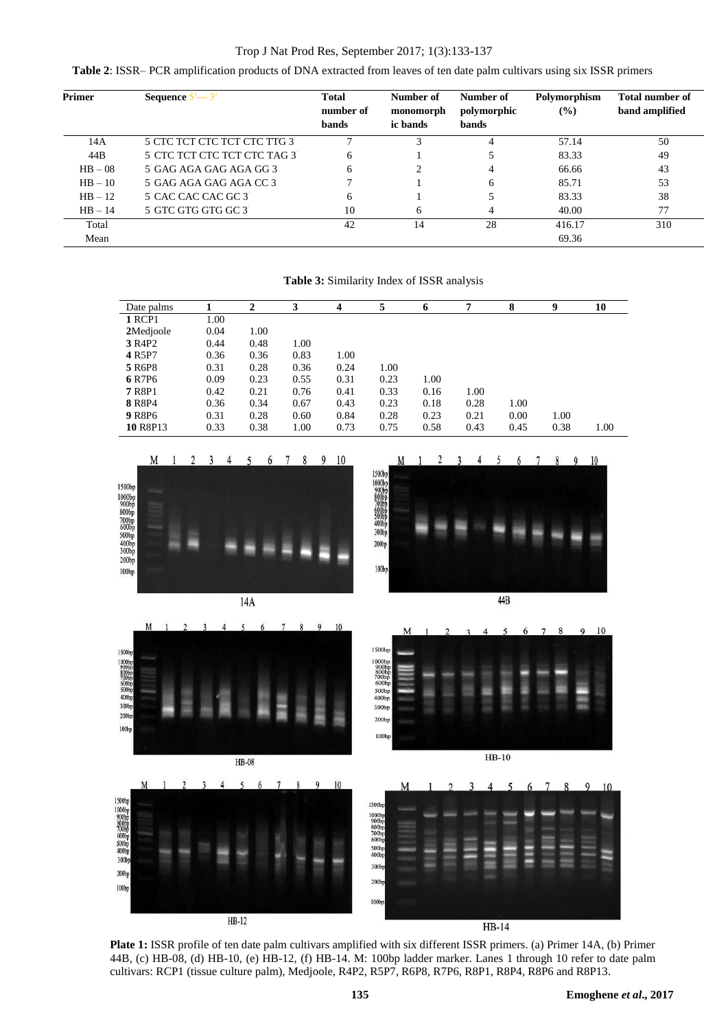**Table 2**: ISSR– PCR amplification products of DNA extracted from leaves of ten date palm cultivars using six ISSR primers

| Primer | Sequence 5'--- 3' | Total number of bands | Number of monomorphic bands | Number of polymorphic bands | Polymorphism (%) | Total number of band amplified |
|---|---|---|---|---|---|---|
| 14A | 5 CTC TCT CTC TCT CTC TTG 3 | 7 | 3 | 4 | 57.14 | 50 |
| 44B | 5 CTC TCT CTC TCT CTC TAG 3 | 6 | 1 | 5 | 83.33 | 49 |
| HB – 08 | 5 GAG AGA GAG AGA GG 3 | 6 | 2 | 4 | 66.66 | 43 |
| HB – 10 | 5 GAG AGA GAG AGA CC 3 | 7 | 1 | 6 | 85.71 | 53 |
| HB – 12 | 5 CAC CAC CAC GC 3 | 6 | 1 | 5 | 83.33 | 38 |
| HB – 14 | 5 GTC GTG GTG GC 3 | 10 | 6 | 4 | 40.00 | 77 |
| Total | | 42 | 14 | 28 | 416.17 | 310 |
| Mean | | | | | 69.36 | |

**Table 3:** Similarity Index of ISSR analysis

| Date palms | 1 | 2 | 3 | 4 | 5 | 6 | 7 | 8 | 9 | 10 |
|---|---|---|---|---|---|---|---|---|---|---|
| **1** RCP1 | 1.00 | | | | | | | | | |
| **2**Medjoole | 0.04 | 1.00 | | | | | | | | |
| **3** R4P2 | 0.44 | 0.48 | 1.00 | | | | | | | |
| **4** R5P7 | 0.36 | 0.36 | 0.83 | 1.00 | | | | | | |
| **5** R6P8 | 0.31 | 0.28 | 0.36 | 0.24 | 1.00 | | | | | |
| **6** R7P6 | 0.09 | 0.23 | 0.55 | 0.31 | 0.23 | 1.00 | | | | |
| **7** R8P1 | 0.42 | 0.21 | 0.76 | 0.41 | 0.33 | 0.16 | 1.00 | | | |
| **8** R8P4 | 0.36 | 0.34 | 0.67 | 0.43 | 0.23 | 0.18 | 0.28 | 1.00 | | |
| **9** R8P6 | 0.31 | 0.28 | 0.60 | 0.84 | 0.28 | 0.23 | 0.21 | 0.00 | 1.00 | |
| **10** R8P13 | 0.33 | 0.38 | 1.00 | 0.73 | 0.75 | 0.58 | 0.43 | 0.45 | 0.38 | 1.00 |

**Plate 1:** ISSR profile of ten date palm cultivars amplified with six different ISSR primers. (a) Primer 14A, (b) Primer 44B, (c) HB-08, (d) HB-10, (e) HB-12, (f) HB-14. M: 100bp ladder marker. Lanes 1 through 10 refer to date palm cultivars: RCP1 (tissue culture palm), Medjoole, R4P2, R5P7, R6P8, R7P6, R8P1, R8P4, R8P6 and R8P13.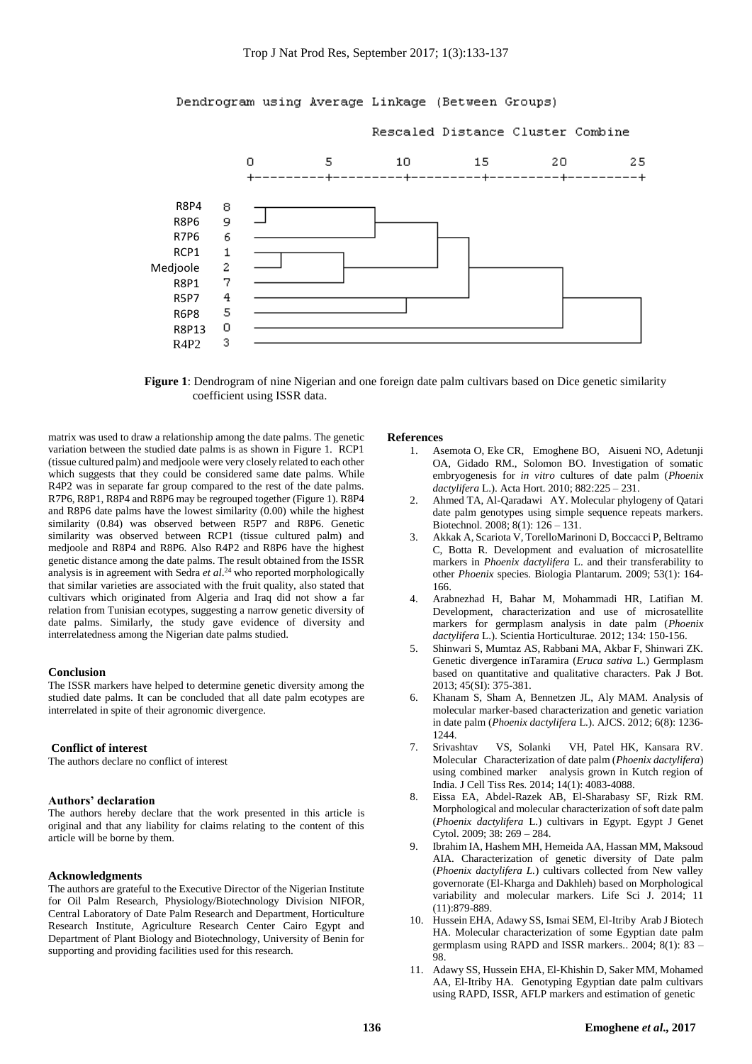Dendrogram using Average Linkage (Between Groups)

Rescaled Distance Cluster Combine

```
                 0         5        10        15        20        25
                 +---------+---------+---------+---------+---------+

  R8P4      8
  R8P6      9
  R7P6      6
  RCP1      1
  Medjoole  2
  R8P1      7
  R5P7      4
  R6P8      5
  R8P13     0
  R4P2      3
```

**Figure 1**: Dendrogram of nine Nigerian and one foreign date palm cultivars based on Dice genetic similarity coefficient using ISSR data.

matrix was used to draw a relationship among the date palms. The genetic variation between the studied date palms is as shown in Figure 1. RCP1 (tissue cultured palm) and medjoole were very closely related to each other which suggests that they could be considered same date palms. While R4P2 was in separate far group compared to the rest of the date palms. R7P6, R8P1, R8P4 and R8P6 may be regrouped together (Figure 1). R8P4 and R8P6 date palms have the lowest similarity (0.00) while the highest similarity (0.84) was observed between R5P7 and R8P6. Genetic similarity was observed between RCP1 (tissue cultured palm) and medjoole and R8P4 and R8P6. Also R4P2 and R8P6 have the highest genetic distance among the date palms. The result obtained from the ISSR analysis is in agreement with Sedra *et al.*[24] who reported morphologically that similar varieties are associated with the fruit quality, also stated that cultivars which originated from Algeria and Iraq did not show a far relation from Tunisian ecotypes, suggesting a narrow genetic diversity of date palms. Similarly, the study gave evidence of diversity and interrelatedness among the Nigerian date palms studied.

## Conclusion

The ISSR markers have helped to determine genetic diversity among the studied date palms. It can be concluded that all date palm ecotypes are interrelated in spite of their agronomic divergence.

## Conflict of interest

The authors declare no conflict of interest

## Authors' declaration

The authors hereby declare that the work presented in this article is original and that any liability for claims relating to the content of this article will be borne by them.

## Acknowledgments

The authors are grateful to the Executive Director of the Nigerian Institute for Oil Palm Research, Physiology/Biotechnology Division NIFOR, Central Laboratory of Date Palm Research and Department, Horticulture Research Institute, Agriculture Research Center Cairo Egypt and Department of Plant Biology and Biotechnology, University of Benin for supporting and providing facilities used for this research.

## References

1. Asemota O, Eke CR, Emoghene BO, Aisueni NO, Adetunji OA, Gidado RM., Solomon BO. Investigation of somatic embryogenesis for *in vitro* cultures of date palm (*Phoenix dactylifera* L.). Acta Hort. 2010; 882:225 – 231.
2. Ahmed TA, Al-Qaradawi AY. Molecular phylogeny of Qatari date palm genotypes using simple sequence repeats markers. Biotechnol. 2008; 8(1): 126 – 131.
3. Akkak A, Scariota V, TorelloMarinoni D, Boccacci P, Beltramo C, Botta R. Development and evaluation of microsatellite markers in *Phoenix dactylifera* L. and their transferability to other *Phoenix* species. Biologia Plantarum. 2009; 53(1): 164-166.
4. Arabnezhad H, Bahar M, Mohammadi HR, Latifian M. Development, characterization and use of microsatellite markers for germplasm analysis in date palm (*Phoenix dactylifera* L.). Scientia Horticulturae. 2012; 134: 150-156.
5. Shinwari S, Mumtaz AS, Rabbani MA, Akbar F, Shinwari ZK. Genetic divergence inTaramira (*Eruca sativa* L.) Germplasm based on quantitative and qualitative characters. Pak J Bot. 2013; 45(SI): 375-381.
6. Khanam S, Sham A, Bennetzen JL, Aly MAM. Analysis of molecular marker-based characterization and genetic variation in date palm (*Phoenix dactylifera* L.). AJCS. 2012; 6(8): 1236-1244.
7. Srivashtav VS, Solanki VH, Patel HK, Kansara RV. Molecular Characterization of date palm (*Phoenix dactylifera*) using combined marker analysis grown in Kutch region of India. J Cell Tiss Res. 2014; 14(1): 4083-4088.
8. Eissa EA, Abdel-Razek AB, El-Sharabasy SF, Rizk RM. Morphological and molecular characterization of soft date palm (*Phoenix dactylifera* L.) cultivars in Egypt. Egypt J Genet Cytol. 2009; 38: 269 – 284.
9. Ibrahim IA, Hashem MH, Hemeida AA, Hassan MM, Maksoud AIA. Characterization of genetic diversity of Date palm (*Phoenix dactylifera L.*) cultivars collected from New valley governorate (El-Kharga and Dakhleh) based on Morphological variability and molecular markers. Life Sci J. 2014; 11 (11):879-889.
10. Hussein EHA, Adawy SS, Ismai SEM, El-Itriby Arab J Biotech HA. Molecular characterization of some Egyptian date palm germplasm using RAPD and ISSR markers.. 2004; 8(1): 83 – 98.
11. Adawy SS, Hussein EHA, El-Khishin D, Saker MM, Mohamed AA, El-Itriby HA. Genotyping Egyptian date palm cultivars using RAPD, ISSR, AFLP markers and estimation of genetic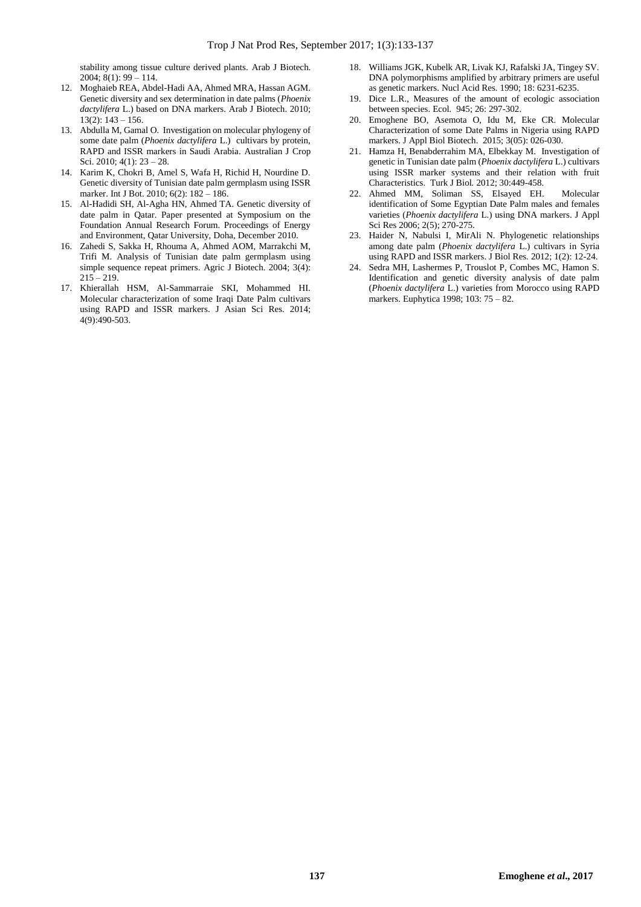stability among tissue culture derived plants. Arab J Biotech. 2004; 8(1): 99 – 114.

12. Moghaieb REA, Abdel-Hadi AA, Ahmed MRA, Hassan AGM. Genetic diversity and sex determination in date palms (*Phoenix dactylifera* L.) based on DNA markers. Arab J Biotech. 2010; 13(2): 143 – 156.
13. Abdulla M, Gamal O. Investigation on molecular phylogeny of some date palm (*Phoenix dactylifera* L.) cultivars by protein, RAPD and ISSR markers in Saudi Arabia. Australian J Crop Sci. 2010; 4(1): 23 – 28.
14. Karim K, Chokri B, Amel S, Wafa H, Richid H, Nourdine D. Genetic diversity of Tunisian date palm germplasm using ISSR marker. Int J Bot. 2010; 6(2): 182 – 186.
15. Al-Hadidi SH, Al-Agha HN, Ahmed TA. Genetic diversity of date palm in Qatar. Paper presented at Symposium on the Foundation Annual Research Forum. Proceedings of Energy and Environment, Qatar University, Doha, December 2010.
16. Zahedi S, Sakka H, Rhouma A, Ahmed AOM, Marrakchi M, Trifi M. Analysis of Tunisian date palm germplasm using simple sequence repeat primers. Agric J Biotech. 2004; 3(4): 215 – 219.
17. Khierallah HSM, Al-Sammarraie SKI, Mohammed HI. Molecular characterization of some Iraqi Date Palm cultivars using RAPD and ISSR markers. J Asian Sci Res. 2014; 4(9):490-503.
18. Williams JGK, Kubelk AR, Livak KJ, Rafalski JA, Tingey SV. DNA polymorphisms amplified by arbitrary primers are useful as genetic markers. Nucl Acid Res. 1990; 18: 6231-6235.
19. Dice L.R., Measures of the amount of ecologic association between species. Ecol. 945; 26: 297-302.
20. Emoghene BO, Asemota O, Idu M, Eke CR. Molecular Characterization of some Date Palms in Nigeria using RAPD markers. J Appl Biol Biotech. 2015; 3(05): 026-030.
21. Hamza H, Benabderrahim MA, Elbekkay M. Investigation of genetic in Tunisian date palm (*Phoenix dactylifera* L.) cultivars using ISSR marker systems and their relation with fruit Characteristics. Turk J Biol. 2012; 30:449-458.
22. Ahmed MM, Soliman SS, Elsayed EH. Molecular identification of Some Egyptian Date Palm males and females varieties (*Phoenix dactylifera* L.) using DNA markers. J Appl Sci Res 2006; 2(5); 270-275.
23. Haider N, Nabulsi I, MirAli N. Phylogenetic relationships among date palm (*Phoenix dactylifera* L.) cultivars in Syria using RAPD and ISSR markers. J Biol Res. 2012; 1(2): 12-24.
24. Sedra MH, Lashermes P, Trouslot P, Combes MC, Hamon S. Identification and genetic diversity analysis of date palm (*Phoenix dactylifera* L.) varieties from Morocco using RAPD markers. Euphytica 1998; 103: 75 – 82.